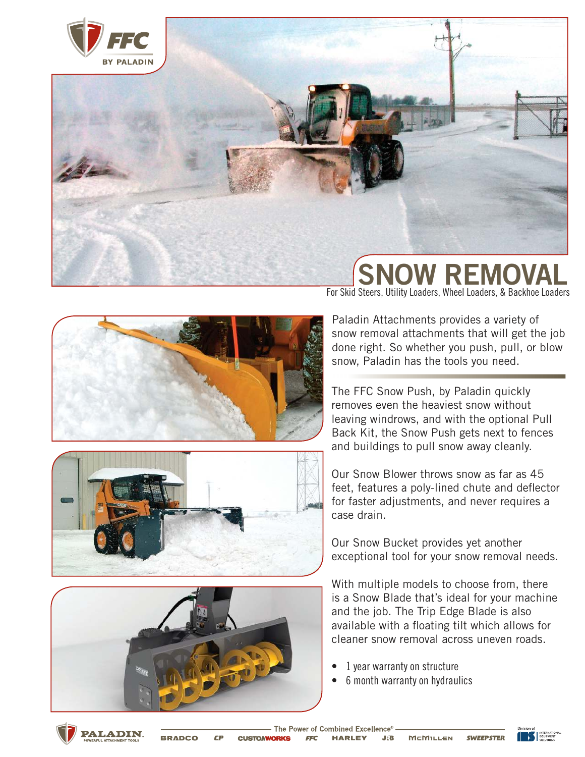# SNOW REMOVAL

For Skid Steers, Utility Loaders, Wheel Loaders, & Backhoe Loaders

Paladin Attachments provides a variety of snow removal attachments that will get the job done right. So whether you push, pull, or blow snow, Paladin has the tools you need.

The FFC Snow Push, by Paladin quickly removes even the heaviest snow without leaving windrows, and with the optional Pull Back Kit, the Snow Push gets next to fences and buildings to pull snow away cleanly.

Our Snow Blower throws snow as far as 45 feet, features a poly-lined chute and deflector for faster adjustments, and never requires a case drain.

Our Snow Bucket provides yet another exceptional tool for your snow removal needs.

With multiple models to choose from, there is a Snow Blade that's ideal for your machine and the job. The Trip Edge Blade is also available with a floating tilt which allows for cleaner snow removal across uneven roads.

- 1 year warranty on structure
- 6 month warranty on hydraulics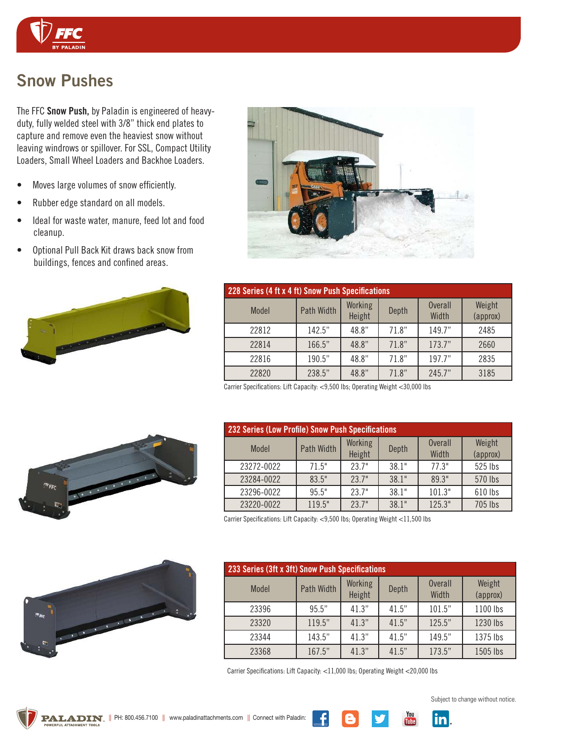# Snow Pushes

The FFC **Snow Push,** by Paladin is engineered of heavy-duty, fully welded steel with 3/8" thick end plates to capture and remove even the heaviest snow without leaving windrows or spillover. For SSL, Compact Utility Loaders, Small Wheel Loaders and Backhoe Loaders.

- Moves large volumes of snow efficiently.
- Rubber edge standard on all models.
- Ideal for waste water, manure, feed lot and food cleanup.
- Optional Pull Back Kit draws back snow from buildings, fences and confined areas.

**228 Series (4 ft x 4 ft) Snow Push Specifications**

| Model | Path Width | Working Height | Depth | Overall Width | Weight (approx) |
|---|---|---|---|---|---|
| 22812 | 142.5" | 48.8" | 71.8" | 149.7" | 2485 |
| 22814 | 166.5" | 48.8" | 71.8" | 173.7" | 2660 |
| 22816 | 190.5" | 48.8" | 71.8" | 197.7" | 2835 |
| 22820 | 238.5" | 48.8" | 71.8" | 245.7" | 3185 |

Carrier Specifications: Lift Capacity: <9,500 lbs; Operating Weight <30,000 lbs

**232 Series (Low Profile) Snow Push Specifications**

| Model | Path Width | Working Height | Depth | Overall Width | Weight (approx) |
|---|---|---|---|---|---|
| 23272-0022 | 71.5" | 23.7" | 38.1" | 77.3" | 525 lbs |
| 23284-0022 | 83.5" | 23.7" | 38.1" | 89.3" | 570 lbs |
| 23296-0022 | 95.5" | 23.7" | 38.1" | 101.3" | 610 lbs |
| 23220-0022 | 119.5" | 23.7" | 38.1" | 125.3" | 705 lbs |

Carrier Specifications: Lift Capacity: <9,500 lbs; Operating Weight <11,500 lbs

**233 Series (3ft x 3ft) Snow Push Specifications**

| Model | Path Width | Working Height | Depth | Overall Width | Weight (approx) |
|---|---|---|---|---|---|
| 23396 | 95.5" | 41.3" | 41.5" | 101.5" | 1100 lbs |
| 23320 | 119.5" | 41.3" | 41.5" | 125.5" | 1230 lbs |
| 23344 | 143.5" | 41.3" | 41.5" | 149.5" | 1375 lbs |
| 23368 | 167.5" | 41.3" | 41.5" | 173.5" | 1505 lbs |

Carrier Specifications: Lift Capacity: <11,000 lbs; Operating Weight <20,000 lbs

Subject to change without notice.

PALADIN || PH: 800.456.7100 || www.paladinattachments.com || Connect with Paladin: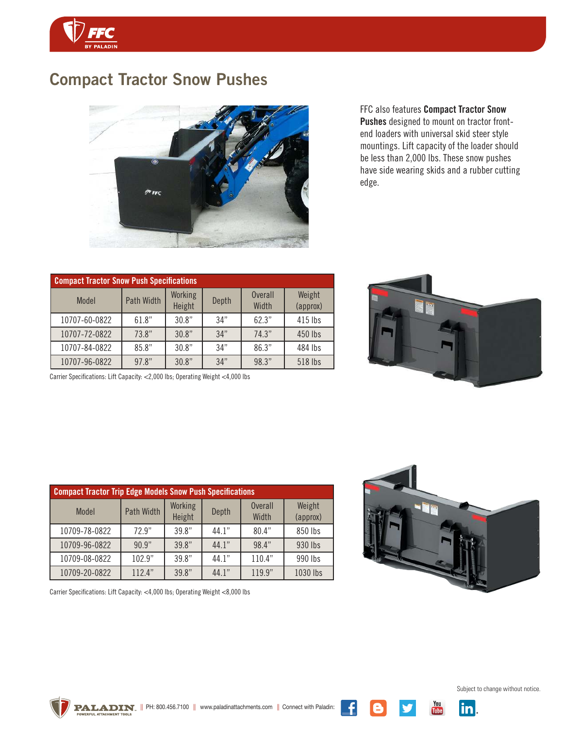# Compact Tractor Snow Pushes

FFC also features **Compact Tractor Snow Pushes** designed to mount on tractor front-end loaders with universal skid steer style mountings. Lift capacity of the loader should be less than 2,000 lbs. These snow pushes have side wearing skids and a rubber cutting edge.

**Compact Tractor Snow Push Specifications**

| Model | Path Width | Working Height | Depth | Overall Width | Weight (approx) |
|---|---|---|---|---|---|
| 10707-60-0822 | 61.8" | 30.8" | 34" | 62.3" | 415 lbs |
| 10707-72-0822 | 73.8" | 30.8" | 34" | 74.3" | 450 lbs |
| 10707-84-0822 | 85.8" | 30.8" | 34" | 86.3" | 484 lbs |
| 10707-96-0822 | 97.8" | 30.8" | 34" | 98.3" | 518 lbs |

Carrier Specifications: Lift Capacity: <2,000 lbs; Operating Weight <4,000 lbs

**Compact Tractor Trip Edge Models Snow Push Specifications**

| Model | Path Width | Working Height | Depth | Overall Width | Weight (approx) |
|---|---|---|---|---|---|
| 10709-78-0822 | 72.9" | 39.8" | 44.1" | 80.4" | 850 lbs |
| 10709-96-0822 | 90.9" | 39.8" | 44.1" | 98.4" | 930 lbs |
| 10709-08-0822 | 102.9" | 39.8" | 44.1" | 110.4" | 990 lbs |
| 10709-20-0822 | 112.4" | 39.8" | 44.1" | 119.9" | 1030 lbs |

Carrier Specifications: Lift Capacity: <4,000 lbs; Operating Weight <8,000 lbs

Subject to change without notice.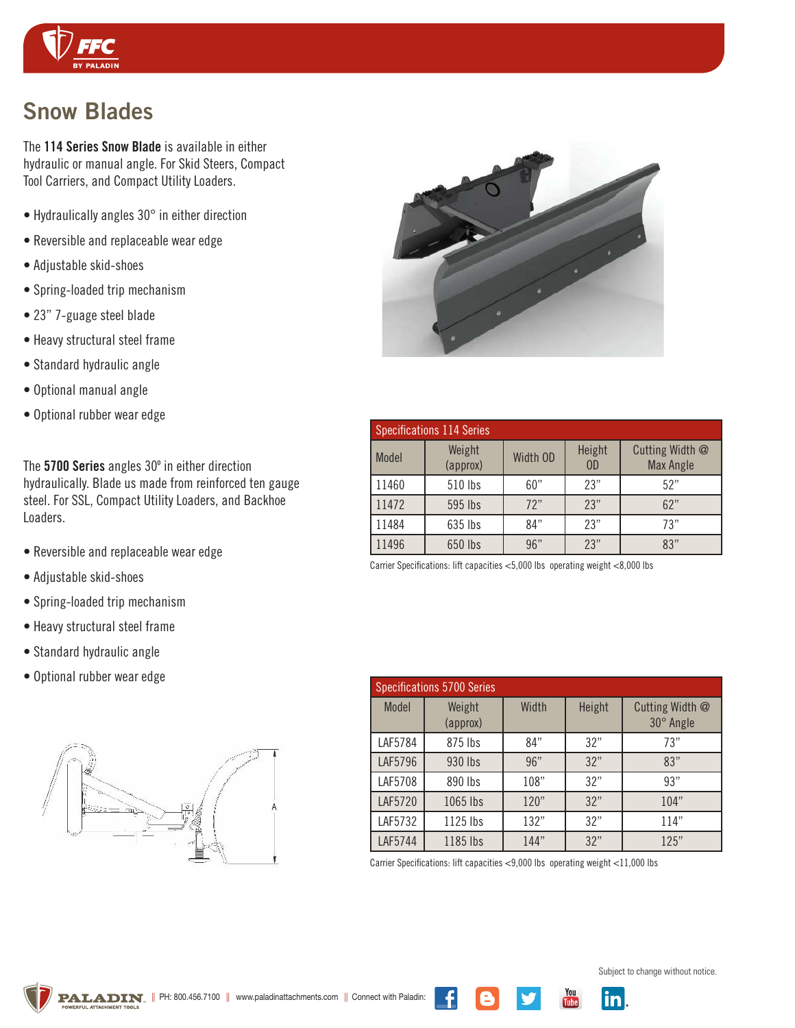# Snow Blades

The **114 Series Snow Blade** is available in either hydraulic or manual angle. For Skid Steers, Compact Tool Carriers, and Compact Utility Loaders.

- Hydraulically angles 30° in either direction
- Reversible and replaceable wear edge
- Adjustable skid-shoes
- Spring-loaded trip mechanism
- 23" 7-guage steel blade
- Heavy structural steel frame
- Standard hydraulic angle
- Optional manual angle
- Optional rubber wear edge

| Specifications 114 Series | | | | |
|---|---|---|---|---|
| Model | Weight (approx) | Width OD | Height OD | Cutting Width @ Max Angle |
| 11460 | 510 lbs | 60" | 23" | 52" |
| 11472 | 595 lbs | 72" | 23" | 62" |
| 11484 | 635 lbs | 84" | 23" | 73" |
| 11496 | 650 lbs | 96" | 23" | 83" |

Carrier Specifications: lift capacities <5,000 lbs operating weight <8,000 lbs

The **5700 Series** angles 30º in either direction hydraulically. Blade us made from reinforced ten gauge steel. For SSL, Compact Utility Loaders, and Backhoe Loaders.

- Reversible and replaceable wear edge
- Adjustable skid-shoes
- Spring-loaded trip mechanism
- Heavy structural steel frame
- Standard hydraulic angle
- Optional rubber wear edge

| Specifications 5700 Series | | | | |
|---|---|---|---|---|
| Model | Weight (approx) | Width | Height | Cutting Width @ 30° Angle |
| LAF5784 | 875 lbs | 84" | 32" | 73" |
| LAF5796 | 930 lbs | 96" | 32" | 83" |
| LAF5708 | 890 lbs | 108" | 32" | 93" |
| LAF5720 | 1065 lbs | 120" | 32" | 104" |
| LAF5732 | 1125 lbs | 132" | 32" | 114" |
| LAF5744 | 1185 lbs | 144" | 32" | 125" |

Carrier Specifications: lift capacities <9,000 lbs operating weight <11,000 lbs

Subject to change without notice.

PH: 800.456.7100 || www.paladinattachments.com || Connect with Paladin: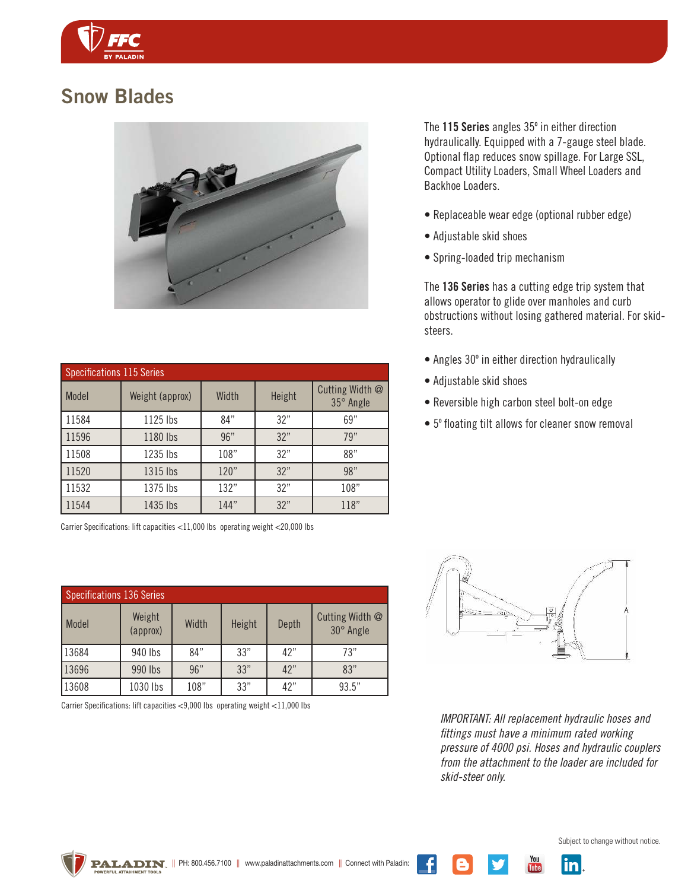# Snow Blades

The **115 Series** angles 35º in either direction hydraulically. Equipped with a 7-gauge steel blade. Optional flap reduces snow spillage. For Large SSL, Compact Utility Loaders, Small Wheel Loaders and Backhoe Loaders.

- Replaceable wear edge (optional rubber edge)
- Adjustable skid shoes
- Spring-loaded trip mechanism

The **136 Series** has a cutting edge trip system that allows operator to glide over manholes and curb obstructions without losing gathered material. For skid-steers.

- Angles 30º in either direction hydraulically
- Adjustable skid shoes
- Reversible high carbon steel bolt-on edge
- 5º floating tilt allows for cleaner snow removal

**Specifications 115 Series**

| Model | Weight (approx) | Width | Height | Cutting Width @ 35° Angle |
|---|---|---|---|---|
| 11584 | 1125 lbs | 84" | 32" | 69" |
| 11596 | 1180 lbs | 96" | 32" | 79" |
| 11508 | 1235 lbs | 108" | 32" | 88" |
| 11520 | 1315 lbs | 120" | 32" | 98" |
| 11532 | 1375 lbs | 132" | 32" | 108" |
| 11544 | 1435 lbs | 144" | 32" | 118" |

Carrier Specifications: lift capacities <11,000 lbs operating weight <20,000 lbs

**Specifications 136 Series**

| Model | Weight (approx) | Width | Height | Depth | Cutting Width @ 30° Angle |
|---|---|---|---|---|---|
| 13684 | 940 lbs | 84" | 33" | 42" | 73" |
| 13696 | 990 lbs | 96" | 33" | 42" | 83" |
| 13608 | 1030 lbs | 108" | 33" | 42" | 93.5" |

Carrier Specifications: lift capacities <9,000 lbs operating weight <11,000 lbs

*IMPORTANT: All replacement hydraulic hoses and fittings must have a minimum rated working pressure of 4000 psi. Hoses and hydraulic couplers from the attachment to the loader are included for skid-steer only.*

Subject to change without notice.

PH: 800.456.7100 || www.paladinattachments.com || Connect with Paladin: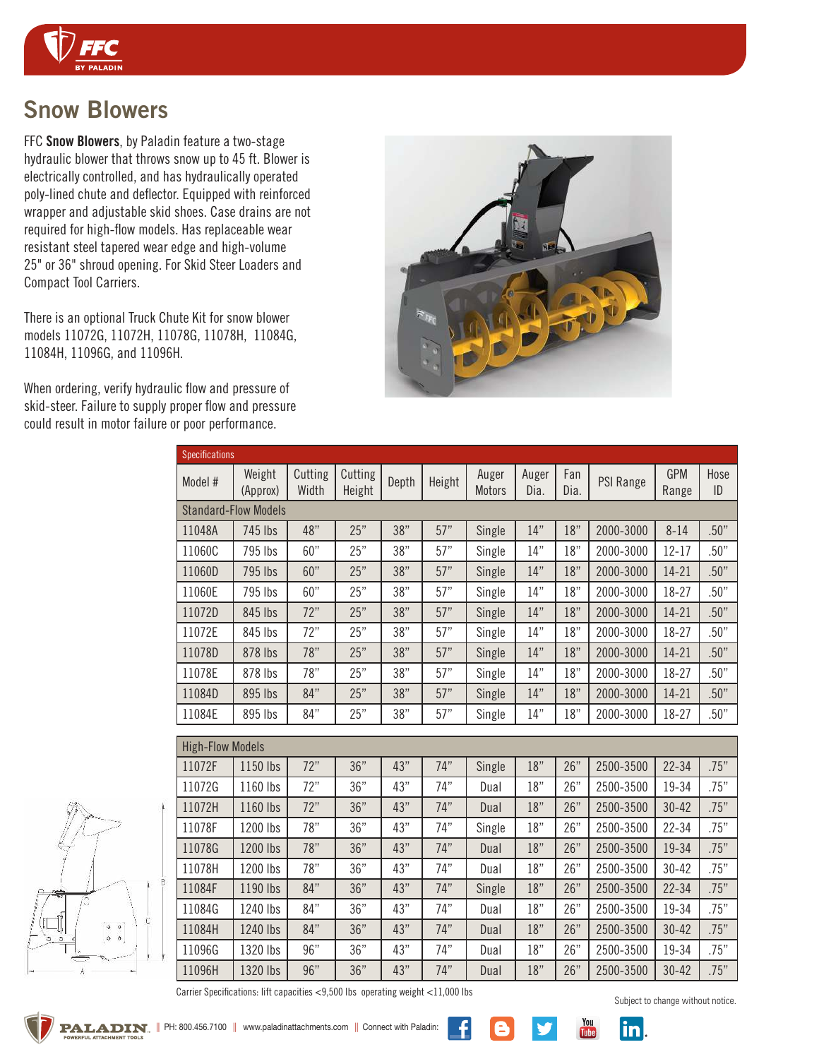## Snow Blowers

FFC **Snow Blowers**, by Paladin feature a two-stage hydraulic blower that throws snow up to 45 ft. Blower is electrically controlled, and has hydraulically operated poly-lined chute and deflector. Equipped with reinforced wrapper and adjustable skid shoes. Case drains are not required for high-flow models. Has replaceable wear resistant steel tapered wear edge and high-volume 25" or 36" shroud opening. For Skid Steer Loaders and Compact Tool Carriers.

There is an optional Truck Chute Kit for snow blower models 11072G, 11072H, 11078G, 11078H, 11084G, 11084H, 11096G, and 11096H.

When ordering, verify hydraulic flow and pressure of skid-steer. Failure to supply proper flow and pressure could result in motor failure or poor performance.

**Specifications**

| Model # | Weight (Approx) | Cutting Width | Cutting Height | Depth | Height | Auger Motors | Auger Dia. | Fan Dia. | PSI Range | GPM Range | Hose ID |
|---|---|---|---|---|---|---|---|---|---|---|---|
| **Standard-Flow Models** | | | | | | | | | | | |
| 11048A | 745 lbs | 48" | 25" | 38" | 57" | Single | 14" | 18" | 2000-3000 | 8-14 | .50" |
| 11060C | 795 lbs | 60" | 25" | 38" | 57" | Single | 14" | 18" | 2000-3000 | 12-17 | .50" |
| 11060D | 795 lbs | 60" | 25" | 38" | 57" | Single | 14" | 18" | 2000-3000 | 14-21 | .50" |
| 11060E | 795 lbs | 60" | 25" | 38" | 57" | Single | 14" | 18" | 2000-3000 | 18-27 | .50" |
| 11072D | 845 lbs | 72" | 25" | 38" | 57" | Single | 14" | 18" | 2000-3000 | 14-21 | .50" |
| 11072E | 845 lbs | 72" | 25" | 38" | 57" | Single | 14" | 18" | 2000-3000 | 18-27 | .50" |
| 11078D | 878 lbs | 78" | 25" | 38" | 57" | Single | 14" | 18" | 2000-3000 | 14-21 | .50" |
| 11078E | 878 lbs | 78" | 25" | 38" | 57" | Single | 14" | 18" | 2000-3000 | 18-27 | .50" |
| 11084D | 895 lbs | 84" | 25" | 38" | 57" | Single | 14" | 18" | 2000-3000 | 14-21 | .50" |
| 11084E | 895 lbs | 84" | 25" | 38" | 57" | Single | 14" | 18" | 2000-3000 | 18-27 | .50" |
| **High-Flow Models** | | | | | | | | | | | |
| 11072F | 1150 lbs | 72" | 36" | 43" | 74" | Single | 18" | 26" | 2500-3500 | 22-34 | .75" |
| 11072G | 1160 lbs | 72" | 36" | 43" | 74" | Dual | 18" | 26" | 2500-3500 | 19-34 | .75" |
| 11072H | 1160 lbs | 72" | 36" | 43" | 74" | Dual | 18" | 26" | 2500-3500 | 30-42 | .75" |
| 11078F | 1200 lbs | 78" | 36" | 43" | 74" | Single | 18" | 26" | 2500-3500 | 22-34 | .75" |
| 11078G | 1200 lbs | 78" | 36" | 43" | 74" | Dual | 18" | 26" | 2500-3500 | 19-34 | .75" |
| 11078H | 1200 lbs | 78" | 36" | 43" | 74" | Dual | 18" | 26" | 2500-3500 | 30-42 | .75" |
| 11084F | 1190 lbs | 84" | 36" | 43" | 74" | Single | 18" | 26" | 2500-3500 | 22-34 | .75" |
| 11084G | 1240 lbs | 84" | 36" | 43" | 74" | Dual | 18" | 26" | 2500-3500 | 19-34 | .75" |
| 11084H | 1240 lbs | 84" | 36" | 43" | 74" | Dual | 18" | 26" | 2500-3500 | 30-42 | .75" |
| 11096G | 1320 lbs | 96" | 36" | 43" | 74" | Dual | 18" | 26" | 2500-3500 | 19-34 | .75" |
| 11096H | 1320 lbs | 96" | 36" | 43" | 74" | Dual | 18" | 26" | 2500-3500 | 30-42 | .75" |

Carrier Specifications: lift capacities <9,500 lbs operating weight <11,000 lbs

Subject to change without notice.

PALADIN | PH: 800.456.7100 || www.paladinattachments.com || Connect with Paladin: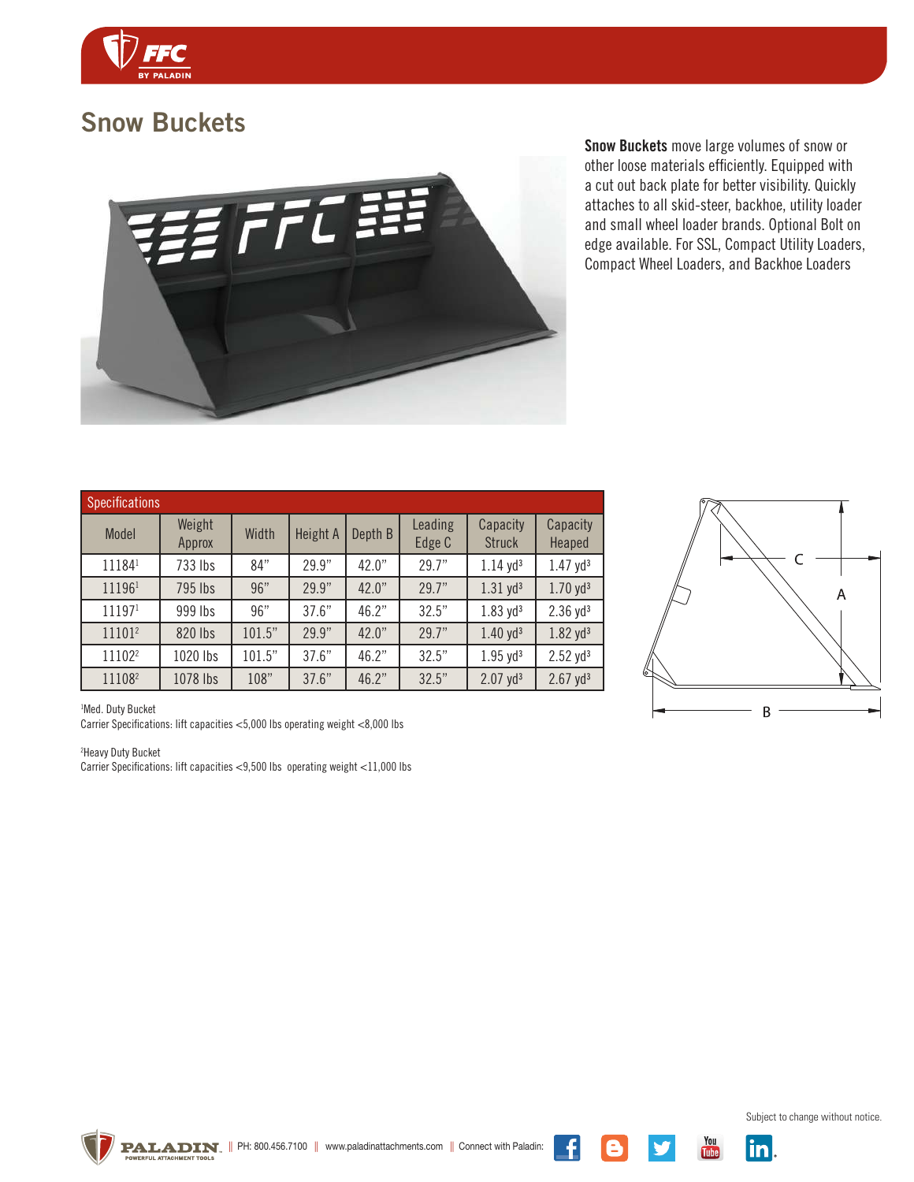# Snow Buckets

**Snow Buckets** move large volumes of snow or other loose materials efficiently. Equipped with a cut out back plate for better visibility. Quickly attaches to all skid-steer, backhoe, utility loader and small wheel loader brands. Optional Bolt on edge available. For SSL, Compact Utility Loaders, Compact Wheel Loaders, and Backhoe Loaders

| Specifications | | | | | | | |
|---|---|---|---|---|---|---|---|
| Model | Weight Approx | Width | Height A | Depth B | Leading Edge C | Capacity Struck | Capacity Heaped |
| 11184[1] | 733 lbs | 84" | 29.9" | 42.0" | 29.7" | 1.14 $yd^3$ | 1.47 $yd^3$ |
| 11196[1] | 795 lbs | 96" | 29.9" | 42.0" | 29.7" | 1.31 $yd^3$ | 1.70 $yd^3$ |
| 11197[1] | 999 lbs | 96" | 37.6" | 46.2" | 32.5" | 1.83 $yd^3$ | 2.36 $yd^3$ |
| 11101[2] | 820 lbs | 101.5" | 29.9" | 42.0" | 29.7" | 1.40 $yd^3$ | 1.82 $yd^3$ |
| 11102[2] | 1020 lbs | 101.5" | 37.6" | 46.2" | 32.5" | 1.95 $yd^3$ | 2.52 $yd^3$ |
| 11108[2] | 1078 lbs | 108" | 37.6" | 46.2" | 32.5" | 2.07 $yd^3$ | 2.67 $yd^3$ |

[1]Med. Duty Bucket
Carrier Specifications: lift capacities <5,000 lbs operating weight <8,000 lbs

[2]Heavy Duty Bucket
Carrier Specifications: lift capacities <9,500 lbs operating weight <11,000 lbs

Subject to change without notice.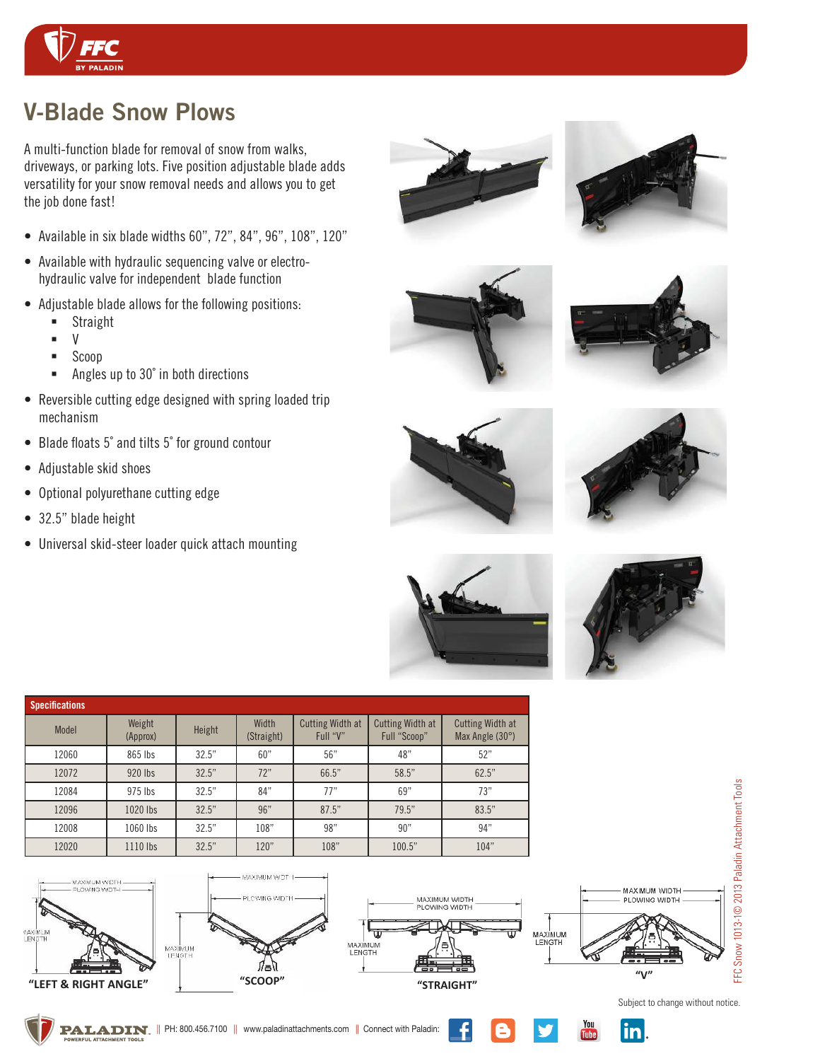# V-Blade Snow Plows

A multi-function blade for removal of snow from walks, driveways, or parking lots. Five position adjustable blade adds versatility for your snow removal needs and allows you to get the job done fast!

- Available in six blade widths 60", 72", 84", 96", 108", 120"
- Available with hydraulic sequencing valve or electro-hydraulic valve for independent blade function
- Adjustable blade allows for the following positions:
  - Straight
  - V
  - Scoop
  - Angles up to 30˚ in both directions
- Reversible cutting edge designed with spring loaded trip mechanism
- Blade floats 5˚ and tilts 5˚ for ground contour
- Adjustable skid shoes
- Optional polyurethane cutting edge
- 32.5" blade height
- Universal skid-steer loader quick attach mounting

**Specifications**

| Model | Weight (Approx) | Height | Width (Straight) | Cutting Width at Full "V" | Cutting Width at Full "Scoop" | Cutting Width at Max Angle (30°) |
|---|---|---|---|---|---|---|
| 12060 | 865 lbs | 32.5" | 60" | 56" | 48" | 52" |
| 12072 | 920 lbs | 32.5" | 72" | 66.5" | 58.5" | 62.5" |
| 12084 | 975 lbs | 32.5" | 84" | 77" | 69" | 73" |
| 12096 | 1020 lbs | 32.5" | 96" | 87.5" | 79.5" | 83.5" |
| 12008 | 1060 lbs | 32.5" | 108" | 98" | 90" | 94" |
| 12020 | 1110 lbs | 32.5" | 120" | 108" | 100.5" | 104" |

MAXIMUM WIDTH
PLOWING WIDTH
MAXIMUM LENGTH
"LEFT & RIGHT ANGLE"

MAXIMUM WIDTH
PLOWING WIDTH
MAXIMUM LENGTH
"SCOOP"

MAXIMUM WIDTH
PLOWING WIDTH
MAXIMUM LENGTH
"STRAIGHT"

MAXIMUM WIDTH
PLOWING WIDTH
MAXIMUM LENGTH
"V"

Subject to change without notice.

FFC Snow 1013-1© 2013 Paladin Attachment Tools

PALADIN POWERFUL ATTACHMENT TOOLS || PH: 800.456.7100 || www.paladinattachments.com || Connect with Paladin: